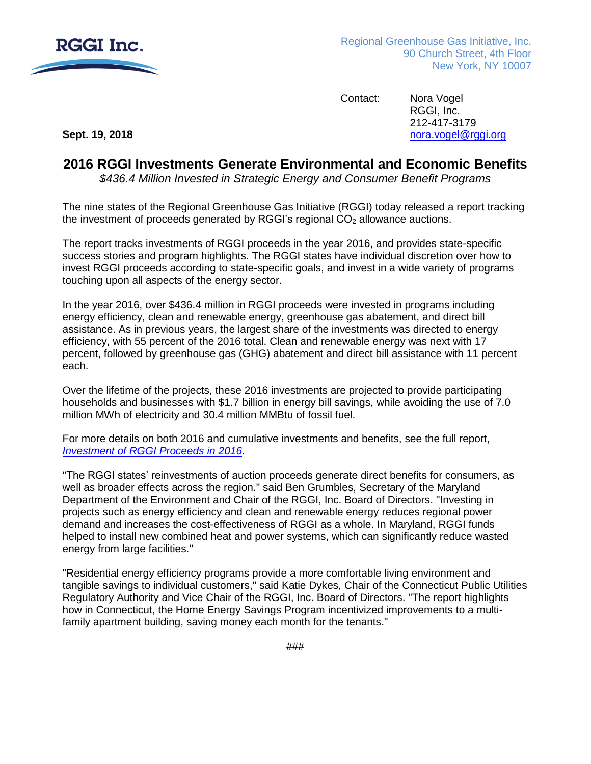RGGI Inc.

Regional Greenhouse Gas Initiative, Inc.
90 Church Street, 4th Floor
New York, NY 10007

Contact: Nora Vogel
RGGI, Inc.
212-417-3179
nora.vogel@rggi.org

**Sept. 19, 2018**

# 2016 RGGI Investments Generate Environmental and Economic Benefits

*$436.4 Million Invested in Strategic Energy and Consumer Benefit Programs*

The nine states of the Regional Greenhouse Gas Initiative (RGGI) today released a report tracking the investment of proceeds generated by RGGI's regional $CO_2$ allowance auctions.

The report tracks investments of RGGI proceeds in the year 2016, and provides state-specific success stories and program highlights. The RGGI states have individual discretion over how to invest RGGI proceeds according to state-specific goals, and invest in a wide variety of programs touching upon all aspects of the energy sector.

In the year 2016, over $436.4 million in RGGI proceeds were invested in programs including energy efficiency, clean and renewable energy, greenhouse gas abatement, and direct bill assistance. As in previous years, the largest share of the investments was directed to energy efficiency, with 55 percent of the 2016 total. Clean and renewable energy was next with 17 percent, followed by greenhouse gas (GHG) abatement and direct bill assistance with 11 percent each.

Over the lifetime of the projects, these 2016 investments are projected to provide participating households and businesses with $1.7 billion in energy bill savings, while avoiding the use of 7.0 million MWh of electricity and 30.4 million MMBtu of fossil fuel.

For more details on both 2016 and cumulative investments and benefits, see the full report, *Investment of RGGI Proceeds in 2016*.

"The RGGI states' reinvestments of auction proceeds generate direct benefits for consumers, as well as broader effects across the region." said Ben Grumbles, Secretary of the Maryland Department of the Environment and Chair of the RGGI, Inc. Board of Directors. "Investing in projects such as energy efficiency and clean and renewable energy reduces regional power demand and increases the cost-effectiveness of RGGI as a whole. In Maryland, RGGI funds helped to install new combined heat and power systems, which can significantly reduce wasted energy from large facilities."

"Residential energy efficiency programs provide a more comfortable living environment and tangible savings to individual customers," said Katie Dykes, Chair of the Connecticut Public Utilities Regulatory Authority and Vice Chair of the RGGI, Inc. Board of Directors. "The report highlights how in Connecticut, the Home Energy Savings Program incentivized improvements to a multi-family apartment building, saving money each month for the tenants."

###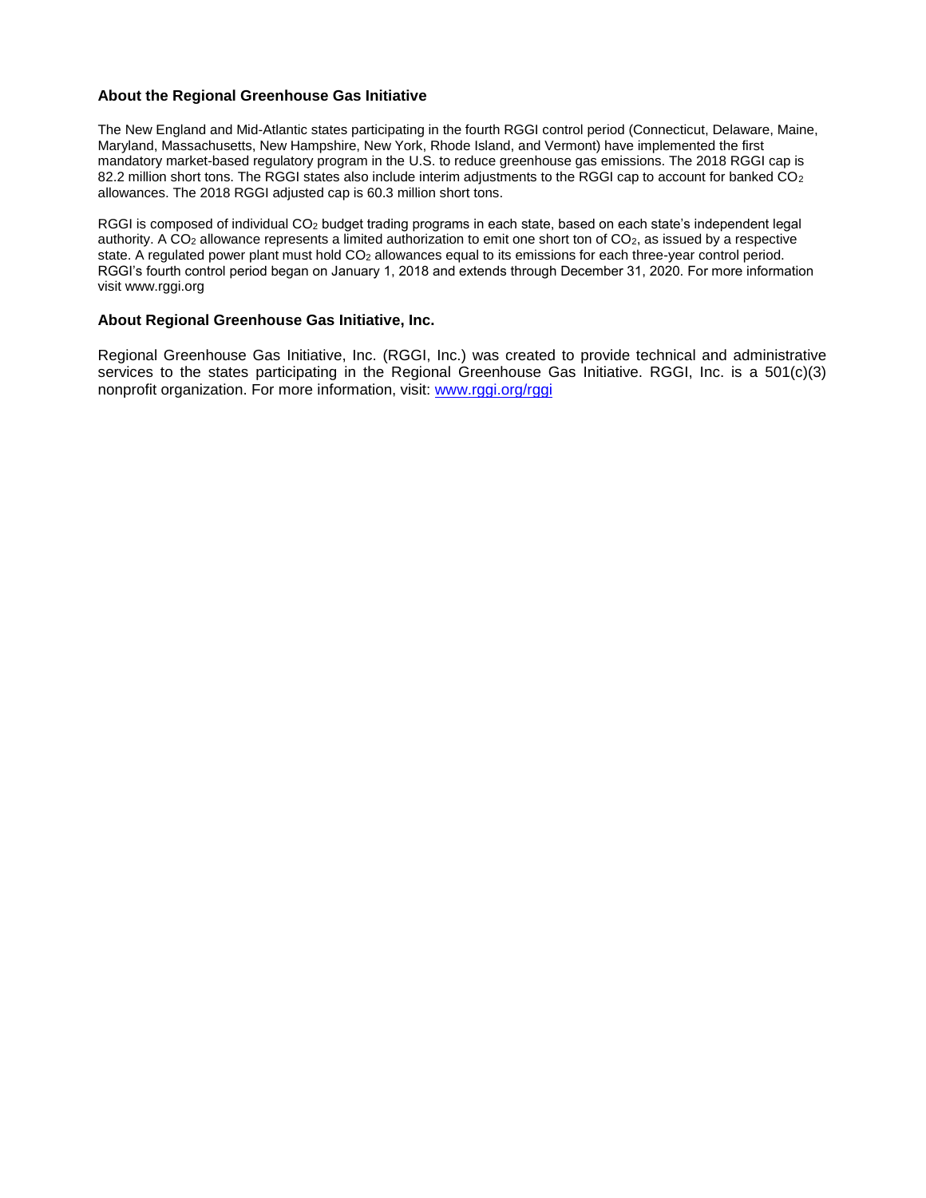### About the Regional Greenhouse Gas Initiative

The New England and Mid-Atlantic states participating in the fourth RGGI control period (Connecticut, Delaware, Maine, Maryland, Massachusetts, New Hampshire, New York, Rhode Island, and Vermont) have implemented the first mandatory market-based regulatory program in the U.S. to reduce greenhouse gas emissions. The 2018 RGGI cap is 82.2 million short tons. The RGGI states also include interim adjustments to the RGGI cap to account for banked $CO_2$ allowances. The 2018 RGGI adjusted cap is 60.3 million short tons.

RGGI is composed of individual $CO_2$ budget trading programs in each state, based on each state's independent legal authority. A $CO_2$ allowance represents a limited authorization to emit one short ton of $CO_2$, as issued by a respective state. A regulated power plant must hold $CO_2$ allowances equal to its emissions for each three-year control period. RGGI's fourth control period began on January 1, 2018 and extends through December 31, 2020. For more information visit www.rggi.org

### About Regional Greenhouse Gas Initiative, Inc.

Regional Greenhouse Gas Initiative, Inc. (RGGI, Inc.) was created to provide technical and administrative services to the states participating in the Regional Greenhouse Gas Initiative. RGGI, Inc. is a 501(c)(3) nonprofit organization. For more information, visit: [www.rggi.org/rggi](www.rggi.org/rggi)